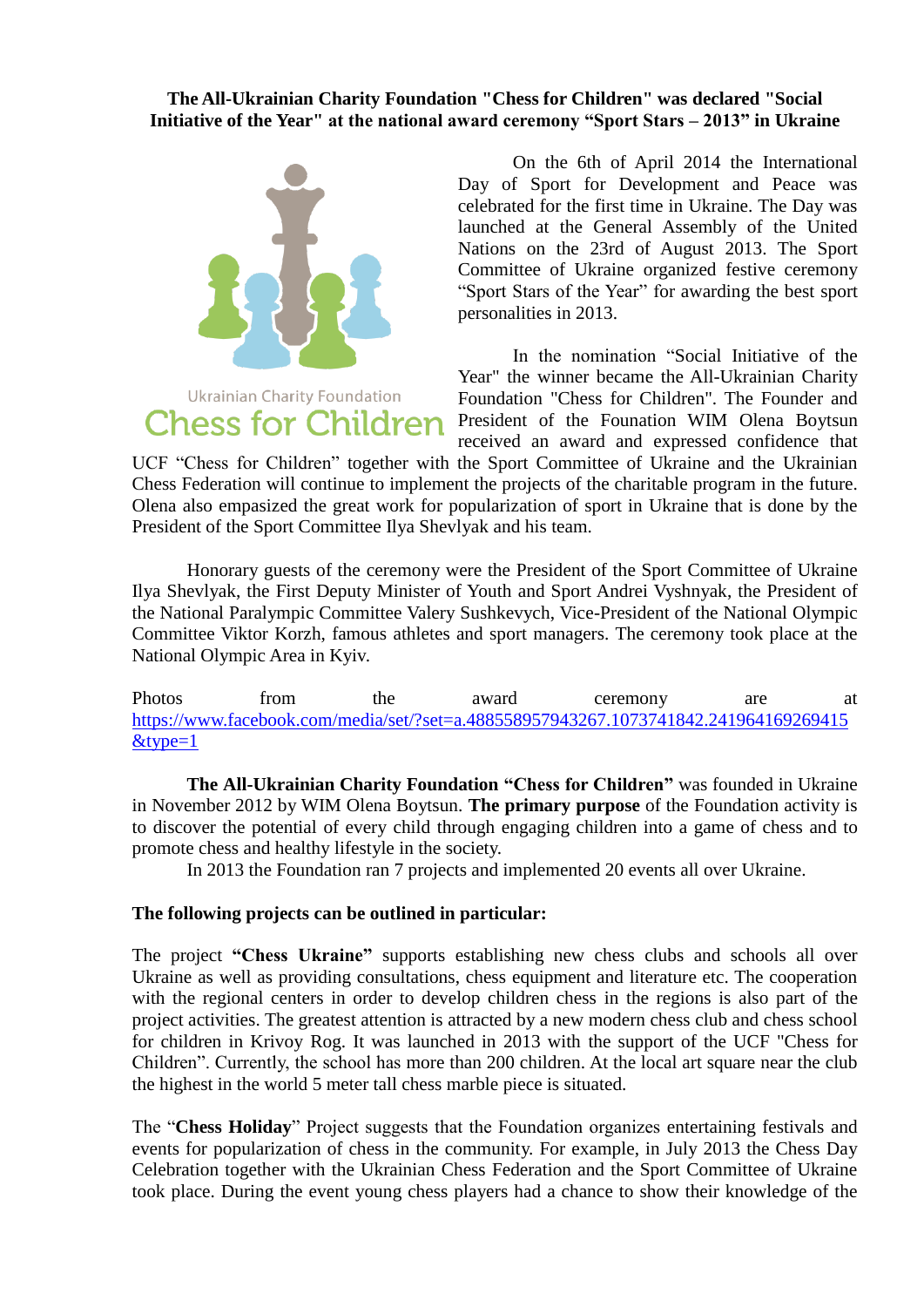**The All-Ukrainian Charity Foundation "Chess for Children" was declared "Social Initiative of the Year" at the national award ceremony "Sport Stars – 2013" in Ukraine**

Ukrainian Charity Foundation
Chess for Children

On the 6th of April 2014 the International Day of Sport for Development and Peace was celebrated for the first time in Ukraine. The Day was launched at the General Assembly of the United Nations on the 23rd of August 2013. The Sport Committee of Ukraine organized festive ceremony "Sport Stars of the Year" for awarding the best sport personalities in 2013.

In the nomination "Social Initiative of the Year" the winner became the All-Ukrainian Charity Foundation "Chess for Children". The Founder and President of the Founation WIM Olena Boytsun received an award and expressed confidence that UCF "Chess for Children" together with the Sport Committee of Ukraine and the Ukrainian Chess Federation will continue to implement the projects of the charitable program in the future. Olena also empasized the great work for popularization of sport in Ukraine that is done by the President of the Sport Committee Ilya Shevlyak and his team.

Honorary guests of the ceremony were the President of the Sport Committee of Ukraine Ilya Shevlyak, the First Deputy Minister of Youth and Sport Andrei Vyshnyak, the President of the National Paralympic Committee Valery Sushkevych, Vice-President of the National Olympic Committee Viktor Korzh, famous athletes and sport managers. The ceremony took place at the National Olympic Area in Kyiv.

Photos from the award ceremony are at https://www.facebook.com/media/set/?set=a.488558957943267.1073741842.241964169269415&type=1

**The All-Ukrainian Charity Foundation "Chess for Children"** was founded in Ukraine in November 2012 by WIM Olena Boytsun. **The primary purpose** of the Foundation activity is to discover the potential of every child through engaging children into a game of chess and to promote chess and healthy lifestyle in the society.

In 2013 the Foundation ran 7 projects and implemented 20 events all over Ukraine.

**The following projects can be outlined in particular:**

The project **"Chess Ukraine"** supports establishing new chess clubs and schools all over Ukraine as well as providing consultations, chess equipment and literature etc. The cooperation with the regional centers in order to develop children chess in the regions is also part of the project activities. The greatest attention is attracted by a new modern chess club and chess school for children in Krivoy Rog. It was launched in 2013 with the support of the UCF "Chess for Children". Currently, the school has more than 200 children. At the local art square near the club the highest in the world 5 meter tall chess marble piece is situated.

The "**Chess Holiday**" Project suggests that the Foundation organizes entertaining festivals and events for popularization of chess in the community. For example, in July 2013 the Chess Day Celebration together with the Ukrainian Chess Federation and the Sport Committee of Ukraine took place. During the event young chess players had a chance to show their knowledge of the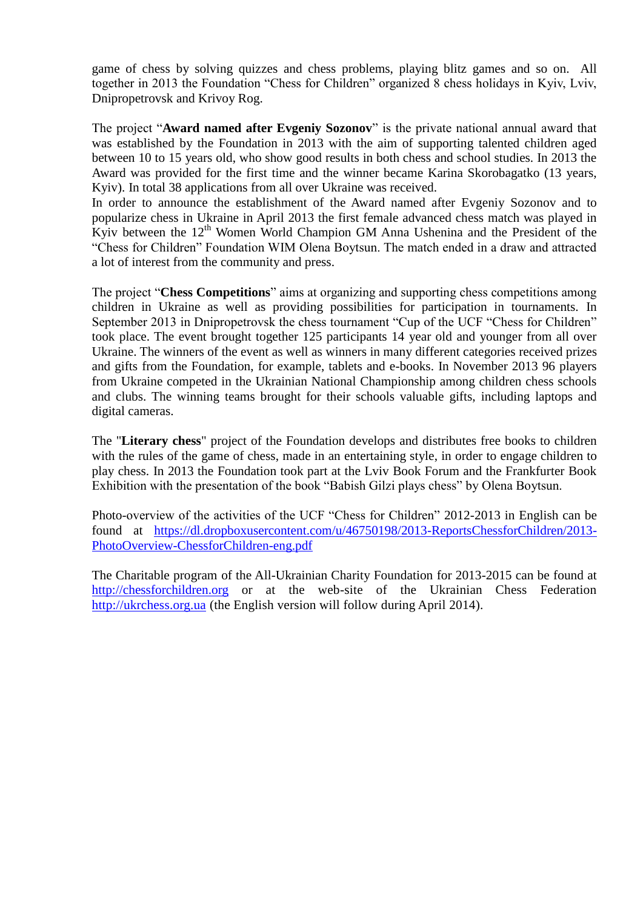game of chess by solving quizzes and chess problems, playing blitz games and so on. All together in 2013 the Foundation "Chess for Children" organized 8 chess holidays in Kyiv, Lviv, Dnipropetrovsk and Krivoy Rog.

The project "**Award named after Evgeniy Sozonov**" is the private national annual award that was established by the Foundation in 2013 with the aim of supporting talented children aged between 10 to 15 years old, who show good results in both chess and school studies. In 2013 the Award was provided for the first time and the winner became Karina Skorobagatko (13 years, Kyiv). In total 38 applications from all over Ukraine was received.
In order to announce the establishment of the Award named after Evgeniy Sozonov and to popularize chess in Ukraine in April 2013 the first female advanced chess match was played in Kyiv between the 12th Women World Champion GM Anna Ushenina and the President of the "Chess for Children" Foundation WIM Olena Boytsun. The match ended in a draw and attracted a lot of interest from the community and press.

The project "**Chess Competitions**" aims at organizing and supporting chess competitions among children in Ukraine as well as providing possibilities for participation in tournaments. In September 2013 in Dnipropetrovsk the chess tournament "Cup of the UCF "Chess for Children" took place. The event brought together 125 participants 14 year old and younger from all over Ukraine. The winners of the event as well as winners in many different categories received prizes and gifts from the Foundation, for example, tablets and e-books. In November 2013 96 players from Ukraine competed in the Ukrainian National Championship among children chess schools and clubs. The winning teams brought for their schools valuable gifts, including laptops and digital cameras.

The "**Literary chess**" project of the Foundation develops and distributes free books to children with the rules of the game of chess, made in an entertaining style, in order to engage children to play chess. In 2013 the Foundation took part at the Lviv Book Forum and the Frankfurter Book Exhibition with the presentation of the book "Babish Gilzi plays chess" by Olena Boytsun.

Photo-overview of the activities of the UCF "Chess for Children" 2012-2013 in English can be found at https://dl.dropboxusercontent.com/u/46750198/2013-ReportsChessforChildren/2013-PhotoOverview-ChessforChildren-eng.pdf

The Charitable program of the All-Ukrainian Charity Foundation for 2013-2015 can be found at http://chessforchildren.org or at the web-site of the Ukrainian Chess Federation http://ukrchess.org.ua (the English version will follow during April 2014).